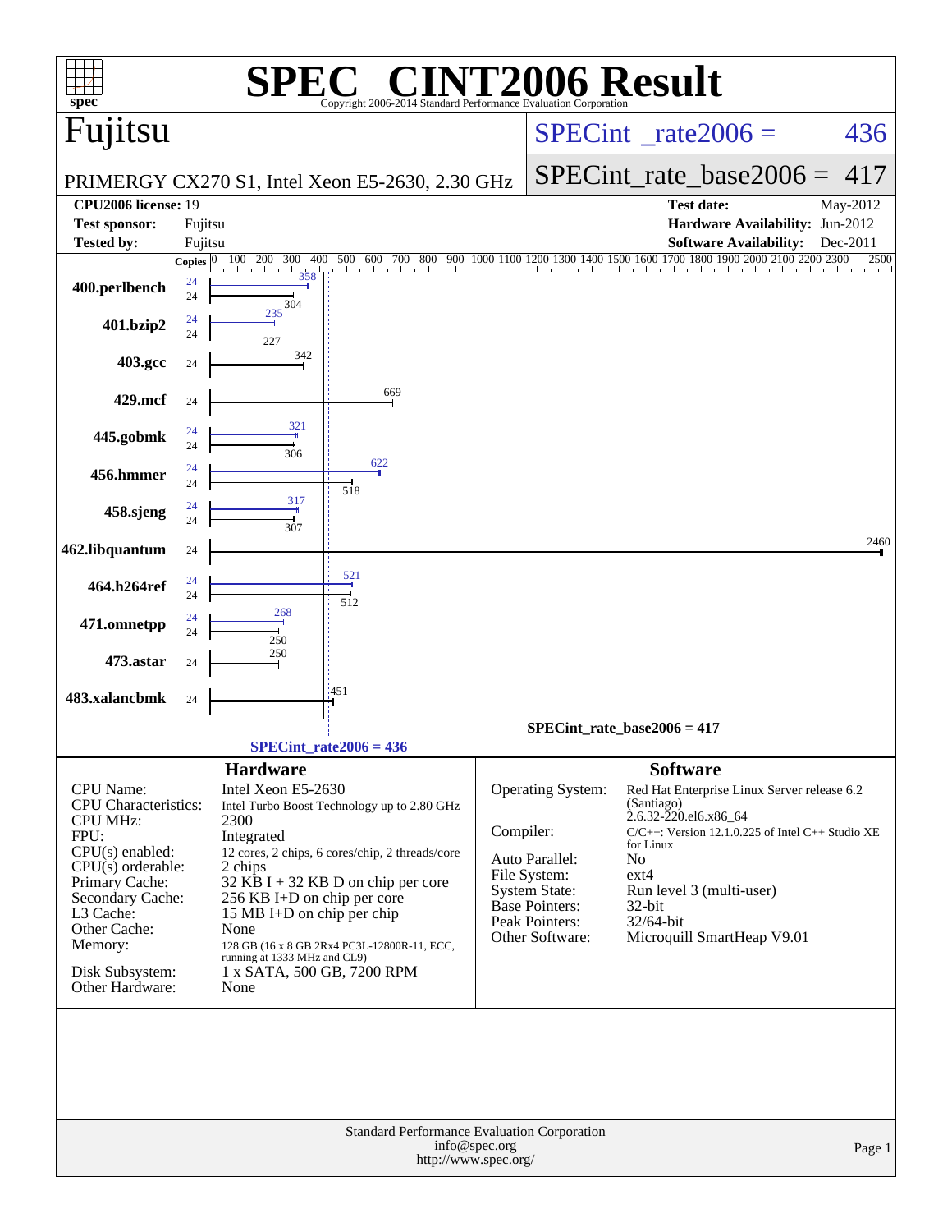# SPEC® CINT2006 Result

Copyright 2006-2014 Standard Performance Evaluation Corporation

## Fujitsu

PRIMERGY CX270 S1, Intel Xeon E5-2630, 2.30 GHz

SPECint_rate2006 = 436

SPECint_rate_base2006 = 417

| | | | |
|---|---|---|---|
| **CPU2006 license:** | 19 | **Test date:** | May-2012 |
| **Test sponsor:** | Fujitsu | **Hardware Availability:** | Jun-2012 |
| **Tested by:** | Fujitsu | **Software Availability:** | Dec-2011 |

| Benchmark | Copies | Peak | Base |
|---|---|---|---|
| 400.perlbench | 24 | 358 | 304 |
| 401.bzip2 | 24 | 235 | 227 |
| 403.gcc | 24 | | 342 |
| 429.mcf | 24 | | 669 |
| 445.gobmk | 24 | 321 | 306 |
| 456.hmmer | 24 | 622 | 518 |
| 458.sjeng | 24 | 317 | 307 |
| 462.libquantum | 24 | | 2460 |
| 464.h264ref | 24 | 521 | 512 |
| 471.omnetpp | 24 | 268 | 250 |
| 473.astar | 24 | | 250 |
| 483.xalancbmk | 24 | | 451 |

SPECint_rate_base2006 = 417

SPECint_rate2006 = 436

### Hardware

| | |
|---|---|
| CPU Name: | Intel Xeon E5-2630 |
| CPU Characteristics: | Intel Turbo Boost Technology up to 2.80 GHz |
| CPU MHz: | 2300 |
| FPU: | Integrated |
| CPU(s) enabled: | 12 cores, 2 chips, 6 cores/chip, 2 threads/core |
| CPU(s) orderable: | 2 chips |
| Primary Cache: | 32 KB I + 32 KB D on chip per core |
| Secondary Cache: | 256 KB I+D on chip per core |
| L3 Cache: | 15 MB I+D on chip per chip |
| Other Cache: | None |
| Memory: | 128 GB (16 x 8 GB 2Rx4 PC3L-12800R-11, ECC, running at 1333 MHz and CL9) |
| Disk Subsystem: | 1 x SATA, 500 GB, 7200 RPM |
| Other Hardware: | None |

### Software

| | |
|---|---|
| Operating System: | Red Hat Enterprise Linux Server release 6.2 (Santiago) 2.6.32-220.el6.x86_64 |
| Compiler: | C/C++: Version 12.1.0.225 of Intel C++ Studio XE for Linux |
| Auto Parallel: | No |
| File System: | ext4 |
| System State: | Run level 3 (multi-user) |
| Base Pointers: | 32-bit |
| Peak Pointers: | 32/64-bit |
| Other Software: | Microquill SmartHeap V9.01 |

Standard Performance Evaluation Corporation
info@spec.org
http://www.spec.org/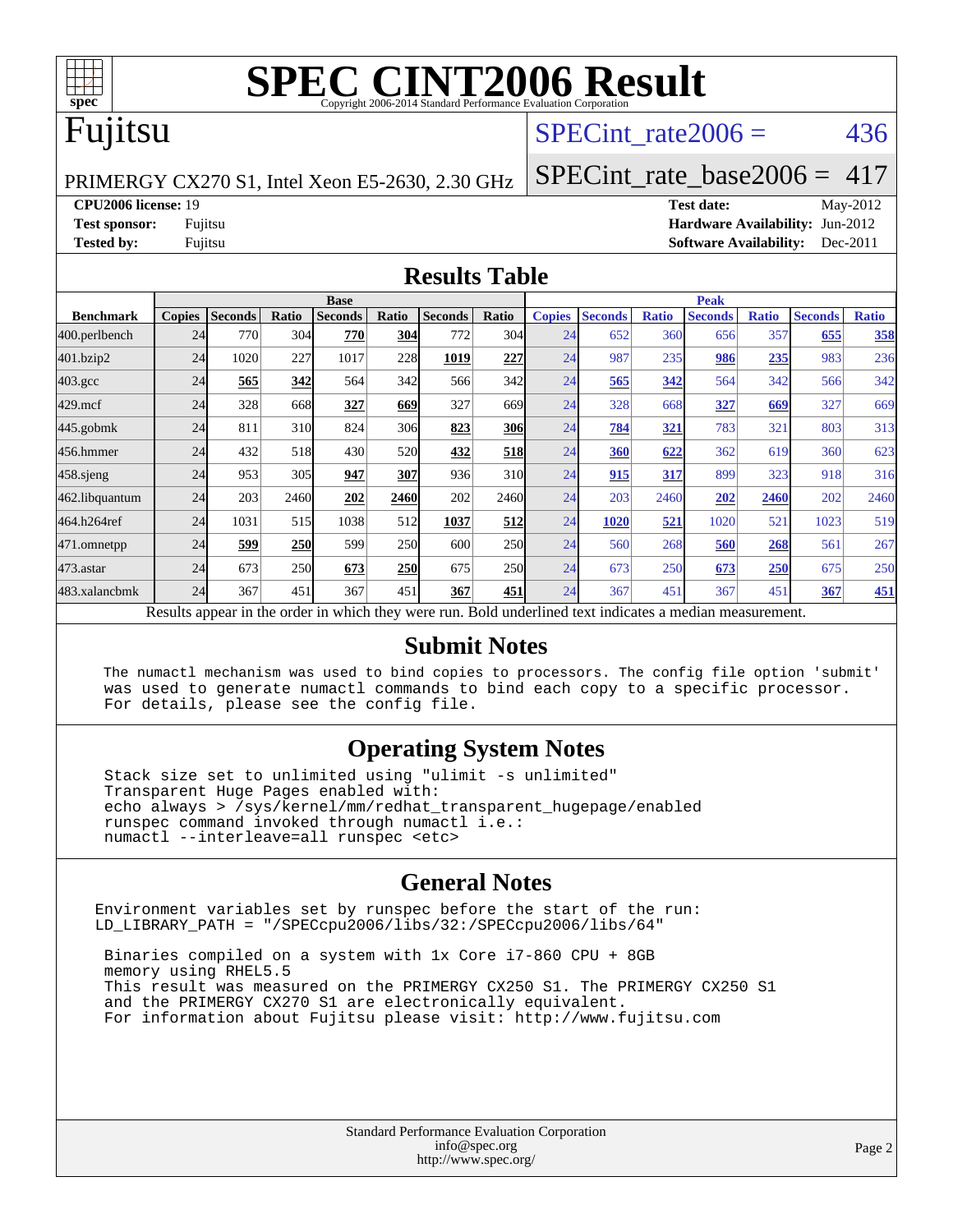# SPEC CINT2006 Result

Copyright 2006-2014 Standard Performance Evaluation Corporation

## Fujitsu

PRIMERGY CX270 S1, Intel Xeon E5-2630, 2.30 GHz

SPECint_rate2006 = 436

SPECint_rate_base2006 = 417

**CPU2006 license:** 19
**Test sponsor:** Fujitsu
**Tested by:** Fujitsu

**Test date:** May-2012
**Hardware Availability:** Jun-2012
**Software Availability:** Dec-2011

## Results Table

| Benchmark | Base | | | | | | | Peak | | | | | | |
|---|---|---|---|---|---|---|---|---|---|---|---|---|---|---|
| | Copies | Seconds | Ratio | Seconds | Ratio | Seconds | Ratio | Copies | Seconds | Ratio | Seconds | Ratio | Seconds | Ratio |
| 400.perlbench | 24 | 770 | 304 | **770** | **304** | 772 | 304 | 24 | 652 | 360 | 656 | 357 | **655** | **358** |
| 401.bzip2 | 24 | 1020 | 227 | 1017 | 228 | **1019** | **227** | 24 | 987 | 235 | **986** | **235** | 983 | 236 |
| 403.gcc | 24 | **565** | **342** | 564 | 342 | 566 | 342 | 24 | **565** | **342** | 564 | 342 | 566 | 342 |
| 429.mcf | 24 | 328 | 668 | **327** | **669** | 327 | 669 | 24 | 328 | 668 | **327** | **669** | 327 | 669 |
| 445.gobmk | 24 | 811 | 310 | 824 | 306 | **823** | **306** | 24 | **784** | **321** | 783 | 321 | 803 | 313 |
| 456.hmmer | 24 | 432 | 518 | 430 | 520 | **432** | **518** | 24 | **360** | **622** | 362 | 619 | 360 | 623 |
| 458.sjeng | 24 | 953 | 305 | **947** | **307** | 936 | 310 | 24 | **915** | **317** | 899 | 323 | 918 | 316 |
| 462.libquantum | 24 | 203 | 2460 | **202** | **2460** | 202 | 2460 | 24 | 203 | 2460 | **202** | **2460** | 202 | 2460 |
| 464.h264ref | 24 | 1031 | 515 | 1038 | 512 | **1037** | **512** | 24 | **1020** | **521** | 1020 | 521 | 1023 | 519 |
| 471.omnetpp | 24 | **599** | **250** | 599 | 250 | 600 | 250 | 24 | 560 | 268 | **560** | **268** | 561 | 267 |
| 473.astar | 24 | 673 | 250 | **673** | **250** | 675 | 250 | 24 | 673 | 250 | **673** | **250** | 675 | 250 |
| 483.xalancbmk | 24 | 367 | 451 | 367 | 451 | **367** | **451** | 24 | 367 | 451 | 367 | 451 | **367** | **451** |

Results appear in the order in which they were run. Bold underlined text indicates a median measurement.

## Submit Notes

```
The numactl mechanism was used to bind copies to processors. The config file option 'submit'
was used to generate numactl commands to bind each copy to a specific processor.
For details, please see the config file.
```

## Operating System Notes

```
Stack size set to unlimited using "ulimit -s unlimited"
Transparent Huge Pages enabled with:
echo always > /sys/kernel/mm/redhat_transparent_hugepage/enabled
runspec command invoked through numactl i.e.:
numactl --interleave=all runspec <etc>
```

## General Notes

```
Environment variables set by runspec before the start of the run:
LD_LIBRARY_PATH = "/SPECcpu2006/libs/32:/SPECcpu2006/libs/64"

Binaries compiled on a system with 1x Core i7-860 CPU + 8GB
memory using RHEL5.5
This result was measured on the PRIMERGY CX250 S1. The PRIMERGY CX250 S1
and the PRIMERGY CX270 S1 are electronically equivalent.
For information about Fujitsu please visit: http://www.fujitsu.com
```

Standard Performance Evaluation Corporation
info@spec.org
http://www.spec.org/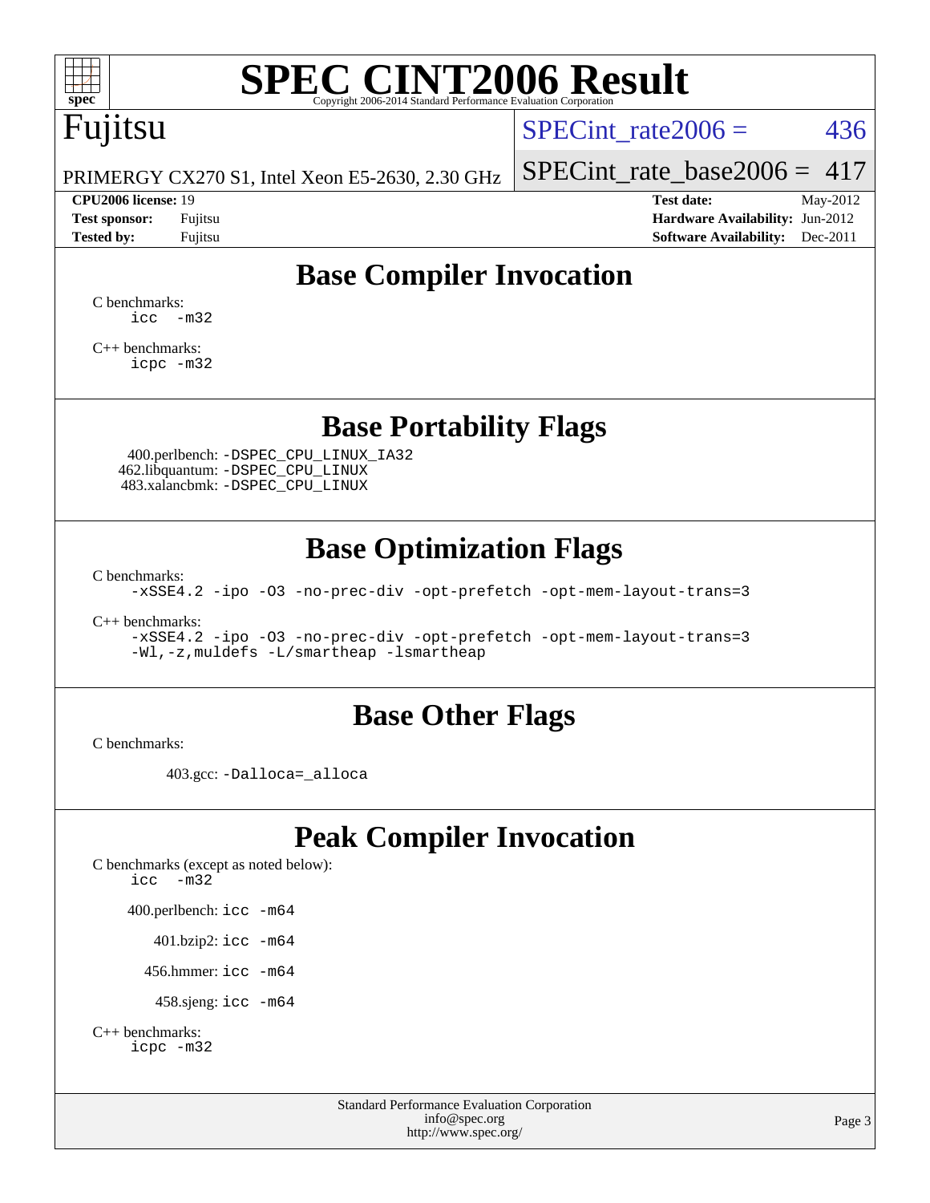# SPEC CINT2006 Result

Copyright 2006-2014 Standard Performance Evaluation Corporation

Fujitsu

PRIMERGY CX270 S1, Intel Xeon E5-2630, 2.30 GHz

SPECint_rate2006 = 436

SPECint_rate_base2006 = 417

| | | | |
|---|---|---|---|
| **CPU2006 license:** 19 | | **Test date:** | May-2012 |
| **Test sponsor:** | Fujitsu | **Hardware Availability:** | Jun-2012 |
| **Tested by:** | Fujitsu | **Software Availability:** | Dec-2011 |

## Base Compiler Invocation

C benchmarks:
```
icc -m32
```

C++ benchmarks:
```
icpc -m32
```

## Base Portability Flags

400.perlbench: `-DSPEC_CPU_LINUX_IA32`
462.libquantum: `-DSPEC_CPU_LINUX`
483.xalancbmk: `-DSPEC_CPU_LINUX`

## Base Optimization Flags

C benchmarks:
```
-xSSE4.2 -ipo -O3 -no-prec-div -opt-prefetch -opt-mem-layout-trans=3
```

C++ benchmarks:
```
-xSSE4.2 -ipo -O3 -no-prec-div -opt-prefetch -opt-mem-layout-trans=3
-Wl,-z,muldefs -L/smartheap -lsmartheap
```

## Base Other Flags

C benchmarks:

403.gcc: `-Dalloca=_alloca`

## Peak Compiler Invocation

C benchmarks (except as noted below):
```
icc -m32
```

400.perlbench: `icc -m64`

401.bzip2: `icc -m64`

456.hmmer: `icc -m64`

458.sjeng: `icc -m64`

C++ benchmarks:
```
icpc -m32
```

Standard Performance Evaluation Corporation
info@spec.org
http://www.spec.org/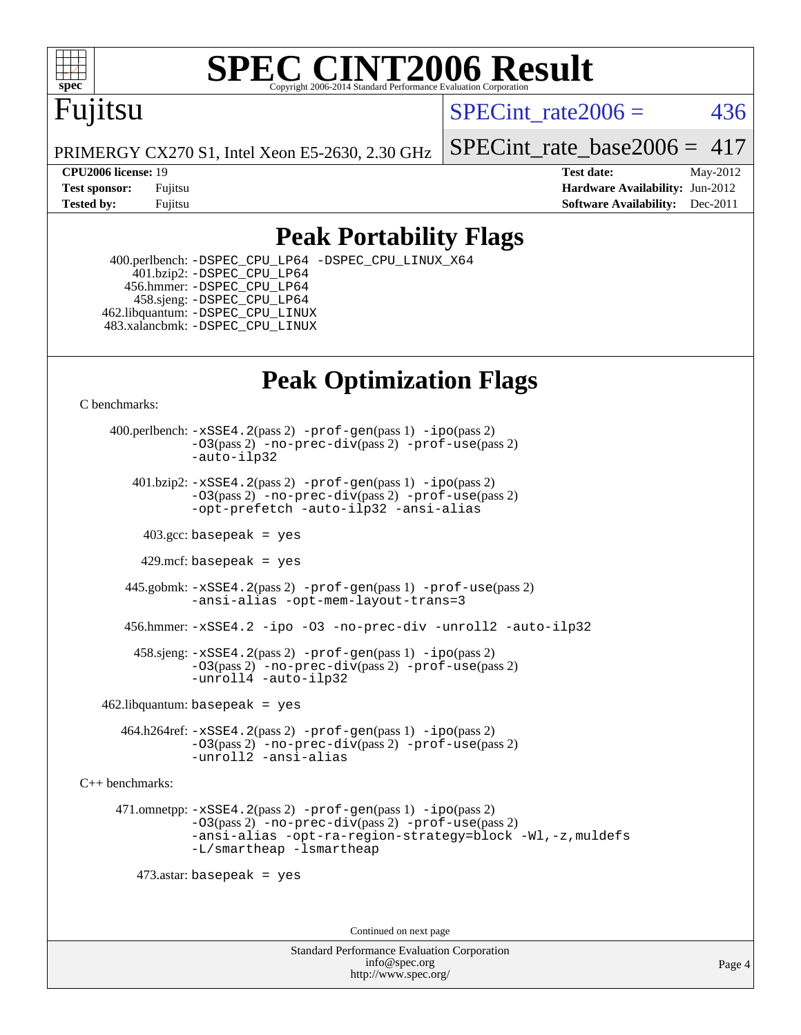# SPEC CINT2006 Result

Copyright 2006-2014 Standard Performance Evaluation Corporation

## Fujitsu

PRIMERGY CX270 S1, Intel Xeon E5-2630, 2.30 GHz

SPECint_rate2006 = 436

SPECint_rate_base2006 = 417

**CPU2006 license:** 19
**Test sponsor:** Fujitsu
**Tested by:** Fujitsu

**Test date:** May-2012
**Hardware Availability:** Jun-2012
**Software Availability:** Dec-2011

## Peak Portability Flags

400.perlbench: `-DSPEC_CPU_LP64 -DSPEC_CPU_LINUX_X64`
401.bzip2: `-DSPEC_CPU_LP64`
456.hmmer: `-DSPEC_CPU_LP64`
458.sjeng: `-DSPEC_CPU_LP64`
462.libquantum: `-DSPEC_CPU_LINUX`
483.xalancbmk: `-DSPEC_CPU_LINUX`

## Peak Optimization Flags

C benchmarks:

400.perlbench: `-xSSE4.2`(pass 2) `-prof-gen`(pass 1) `-ipo`(pass 2) `-O3`(pass 2) `-no-prec-div`(pass 2) `-prof-use`(pass 2) `-auto-ilp32`

401.bzip2: `-xSSE4.2`(pass 2) `-prof-gen`(pass 1) `-ipo`(pass 2) `-O3`(pass 2) `-no-prec-div`(pass 2) `-prof-use`(pass 2) `-opt-prefetch -auto-ilp32 -ansi-alias`

403.gcc: `basepeak = yes`

429.mcf: `basepeak = yes`

445.gobmk: `-xSSE4.2`(pass 2) `-prof-gen`(pass 1) `-prof-use`(pass 2) `-ansi-alias -opt-mem-layout-trans=3`

456.hmmer: `-xSSE4.2 -ipo -O3 -no-prec-div -unroll2 -auto-ilp32`

458.sjeng: `-xSSE4.2`(pass 2) `-prof-gen`(pass 1) `-ipo`(pass 2) `-O3`(pass 2) `-no-prec-div`(pass 2) `-prof-use`(pass 2) `-unroll4 -auto-ilp32`

462.libquantum: `basepeak = yes`

464.h264ref: `-xSSE4.2`(pass 2) `-prof-gen`(pass 1) `-ipo`(pass 2) `-O3`(pass 2) `-no-prec-div`(pass 2) `-prof-use`(pass 2) `-unroll2 -ansi-alias`

C++ benchmarks:

471.omnetpp: `-xSSE4.2`(pass 2) `-prof-gen`(pass 1) `-ipo`(pass 2) `-O3`(pass 2) `-no-prec-div`(pass 2) `-prof-use`(pass 2) `-ansi-alias -opt-ra-region-strategy=block -Wl,-z,muldefs -L/smartheap -lsmartheap`

473.astar: `basepeak = yes`

Continued on next page

Standard Performance Evaluation Corporation
info@spec.org
http://www.spec.org/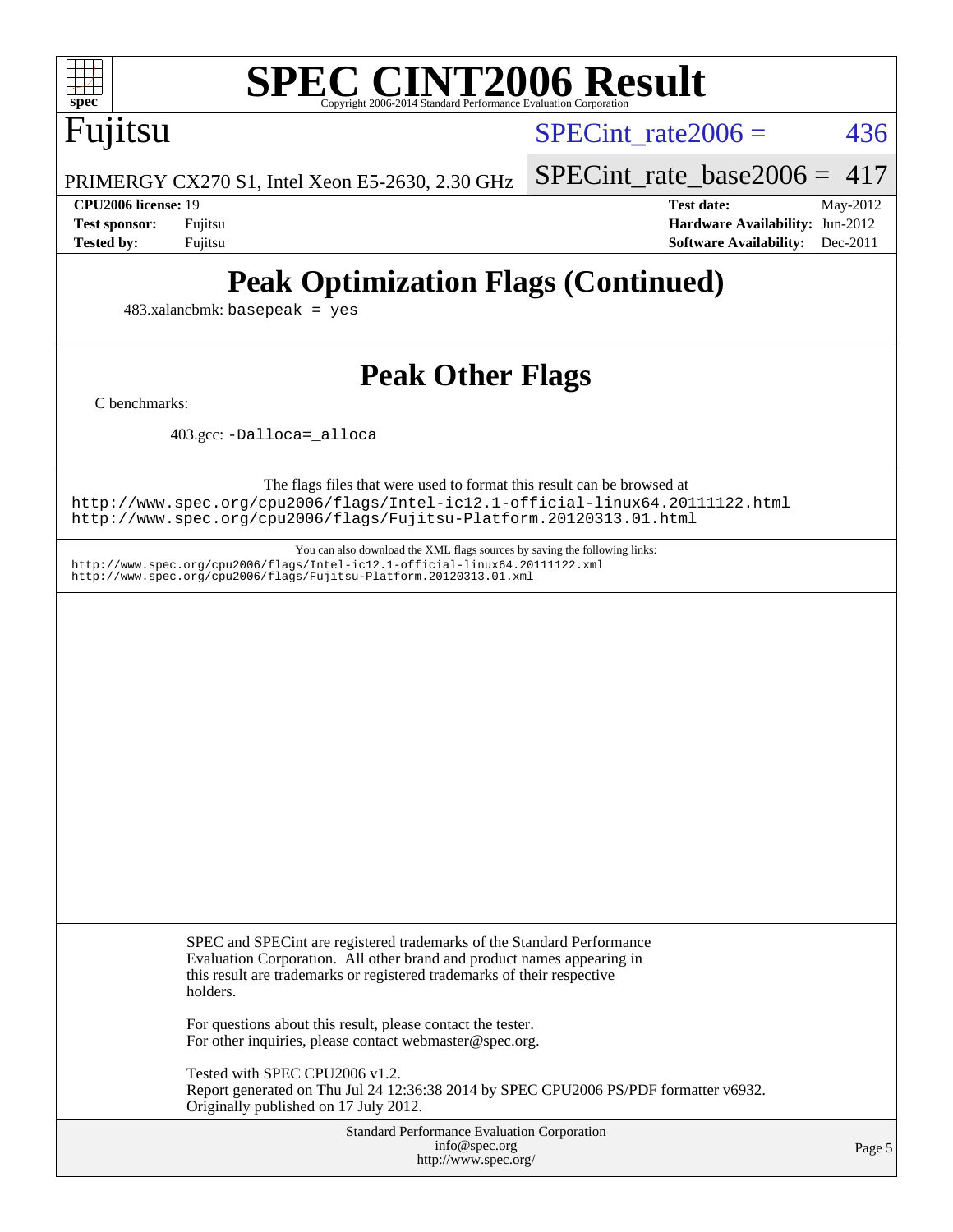## Peak Optimization Flags (Continued)

483.xalancbmk: basepeak = yes

## Peak Other Flags

C benchmarks:

403.gcc: -Dalloca=_alloca

The flags files that were used to format this result can be browsed at
http://www.spec.org/cpu2006/flags/Intel-ic12.1-official-linux64.20111122.html
http://www.spec.org/cpu2006/flags/Fujitsu-Platform.20120313.01.html

You can also download the XML flags sources by saving the following links:
http://www.spec.org/cpu2006/flags/Intel-ic12.1-official-linux64.20111122.xml
http://www.spec.org/cpu2006/flags/Fujitsu-Platform.20120313.01.xml

SPEC and SPECint are registered trademarks of the Standard Performance Evaluation Corporation. All other brand and product names appearing in this result are trademarks or registered trademarks of their respective holders.

For questions about this result, please contact the tester.
For other inquiries, please contact webmaster@spec.org.

Tested with SPEC CPU2006 v1.2.
Report generated on Thu Jul 24 12:36:38 2014 by SPEC CPU2006 PS/PDF formatter v6932.
Originally published on 17 July 2012.